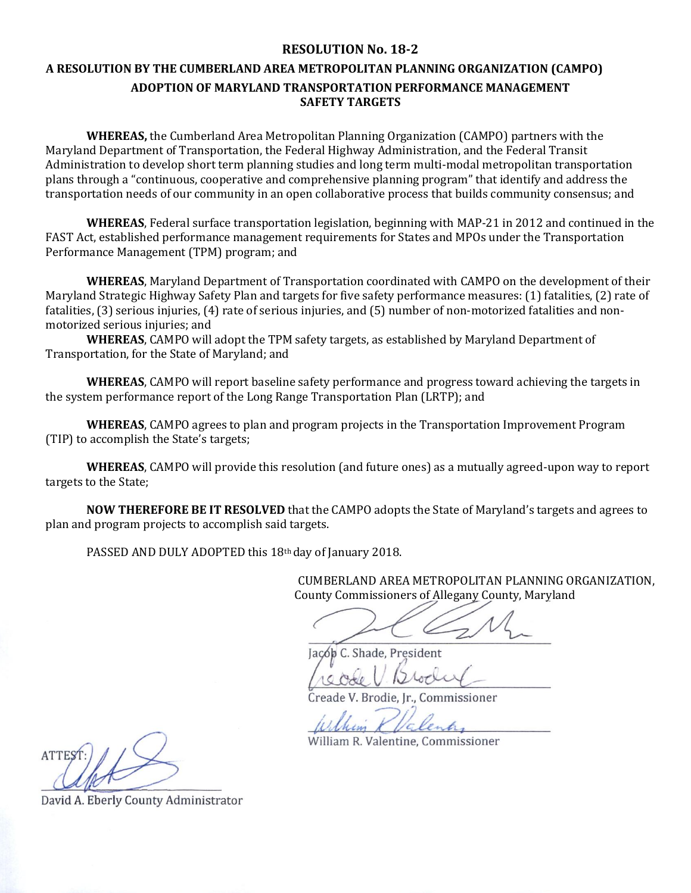# RESOLUTION No. 18-2

## A RESOLUTION BY THE CUMBERLAND AREA METROPOLITAN PLANNING ORGANIZATION (CAMPO) ADOPTION OF MARYLAND TRANSPORTATION PERFORMANCE MANAGEMENT SAFETY TARGETS

**WHEREAS,** the Cumberland Area Metropolitan Planning Organization (CAMPO) partners with the Maryland Department of Transportation, the Federal Highway Administration, and the Federal Transit Administration to develop short term planning studies and long term multi-modal metropolitan transportation plans through a "continuous, cooperative and comprehensive planning program" that identify and address the transportation needs of our community in an open collaborative process that builds community consensus; and

**WHEREAS**, Federal surface transportation legislation, beginning with MAP-21 in 2012 and continued in the FAST Act, established performance management requirements for States and MPOs under the Transportation Performance Management (TPM) program; and

**WHEREAS**, Maryland Department of Transportation coordinated with CAMPO on the development of their Maryland Strategic Highway Safety Plan and targets for five safety performance measures: (1) fatalities, (2) rate of fatalities, (3) serious injuries, (4) rate of serious injuries, and (5) number of non-motorized fatalities and non-motorized serious injuries; and

**WHEREAS**, CAMPO will adopt the TPM safety targets, as established by Maryland Department of Transportation, for the State of Maryland; and

**WHEREAS**, CAMPO will report baseline safety performance and progress toward achieving the targets in the system performance report of the Long Range Transportation Plan (LRTP); and

**WHEREAS**, CAMPO agrees to plan and program projects in the Transportation Improvement Program (TIP) to accomplish the State's targets;

**WHEREAS**, CAMPO will provide this resolution (and future ones) as a mutually agreed-upon way to report targets to the State;

**NOW THEREFORE BE IT RESOLVED** that the CAMPO adopts the State of Maryland's targets and agrees to plan and program projects to accomplish said targets.

PASSED AND DULY ADOPTED this 18th day of January 2018.

CUMBERLAND AREA METROPOLITAN PLANNING ORGANIZATION,
County Commissioners of Allegany County, Maryland

Jacob C. Shade, President

Creade V. Brodie, Jr., Commissioner

William R. Valentine, Commissioner

ATTEST:

David A. Eberly County Administrator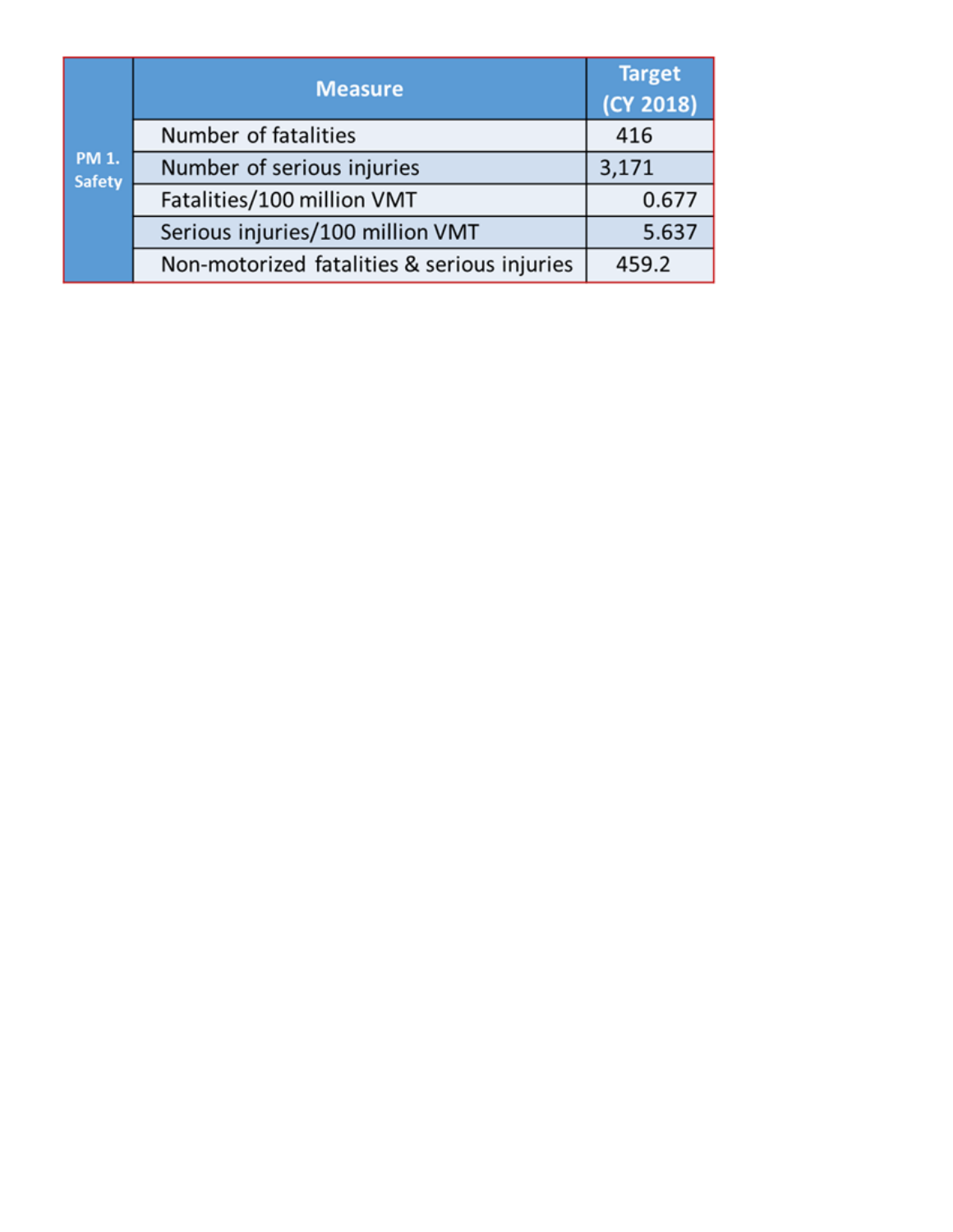| | Measure | Target (CY 2018) |
|---|---|---|
| PM 1. Safety | Number of fatalities | 416 |
| | Number of serious injuries | 3,171 |
| | Fatalities/100 million VMT | 0.677 |
| | Serious injuries/100 million VMT | 5.637 |
| | Non-motorized fatalities & serious injuries | 459.2 |